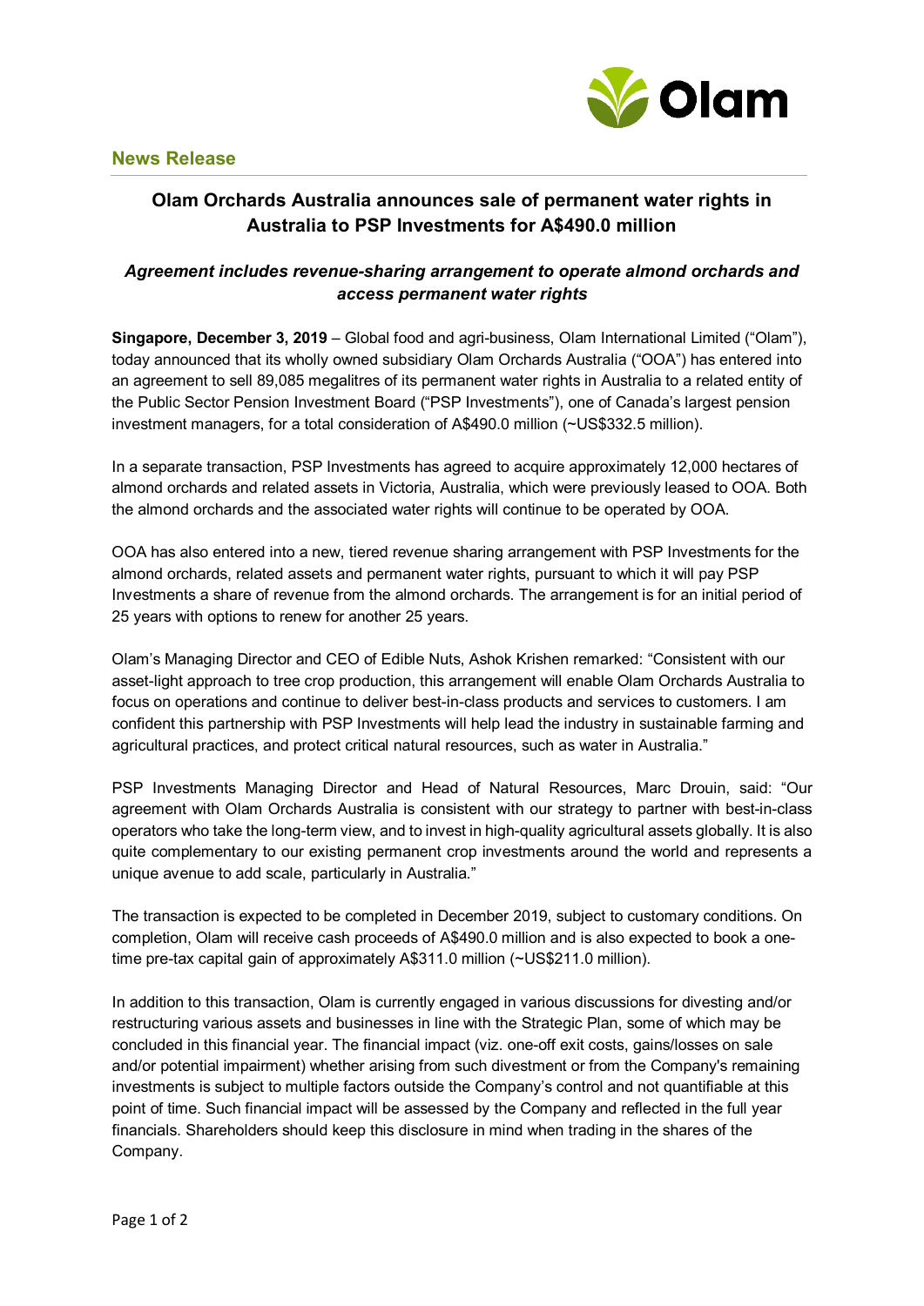## News Release

# Olam Orchards Australia announces sale of permanent water rights in Australia to PSP Investments for A$490.0 million

### *Agreement includes revenue-sharing arrangement to operate almond orchards and access permanent water rights*

**Singapore, December 3, 2019** – Global food and agri-business, Olam International Limited ("Olam"), today announced that its wholly owned subsidiary Olam Orchards Australia ("OOA") has entered into an agreement to sell 89,085 megalitres of its permanent water rights in Australia to a related entity of the Public Sector Pension Investment Board ("PSP Investments"), one of Canada's largest pension investment managers, for a total consideration of A$490.0 million (~US$332.5 million).

In a separate transaction, PSP Investments has agreed to acquire approximately 12,000 hectares of almond orchards and related assets in Victoria, Australia, which were previously leased to OOA. Both the almond orchards and the associated water rights will continue to be operated by OOA.

OOA has also entered into a new, tiered revenue sharing arrangement with PSP Investments for the almond orchards, related assets and permanent water rights, pursuant to which it will pay PSP Investments a share of revenue from the almond orchards. The arrangement is for an initial period of 25 years with options to renew for another 25 years.

Olam's Managing Director and CEO of Edible Nuts, Ashok Krishen remarked: "Consistent with our asset-light approach to tree crop production, this arrangement will enable Olam Orchards Australia to focus on operations and continue to deliver best-in-class products and services to customers. I am confident this partnership with PSP Investments will help lead the industry in sustainable farming and agricultural practices, and protect critical natural resources, such as water in Australia."

PSP Investments Managing Director and Head of Natural Resources, Marc Drouin, said: "Our agreement with Olam Orchards Australia is consistent with our strategy to partner with best-in-class operators who take the long-term view, and to invest in high-quality agricultural assets globally. It is also quite complementary to our existing permanent crop investments around the world and represents a unique avenue to add scale, particularly in Australia."

The transaction is expected to be completed in December 2019, subject to customary conditions. On completion, Olam will receive cash proceeds of A$490.0 million and is also expected to book a one-time pre-tax capital gain of approximately A$311.0 million (~US$211.0 million).

In addition to this transaction, Olam is currently engaged in various discussions for divesting and/or restructuring various assets and businesses in line with the Strategic Plan, some of which may be concluded in this financial year. The financial impact (viz. one-off exit costs, gains/losses on sale and/or potential impairment) whether arising from such divestment or from the Company's remaining investments is subject to multiple factors outside the Company's control and not quantifiable at this point of time. Such financial impact will be assessed by the Company and reflected in the full year financials. Shareholders should keep this disclosure in mind when trading in the shares of the Company.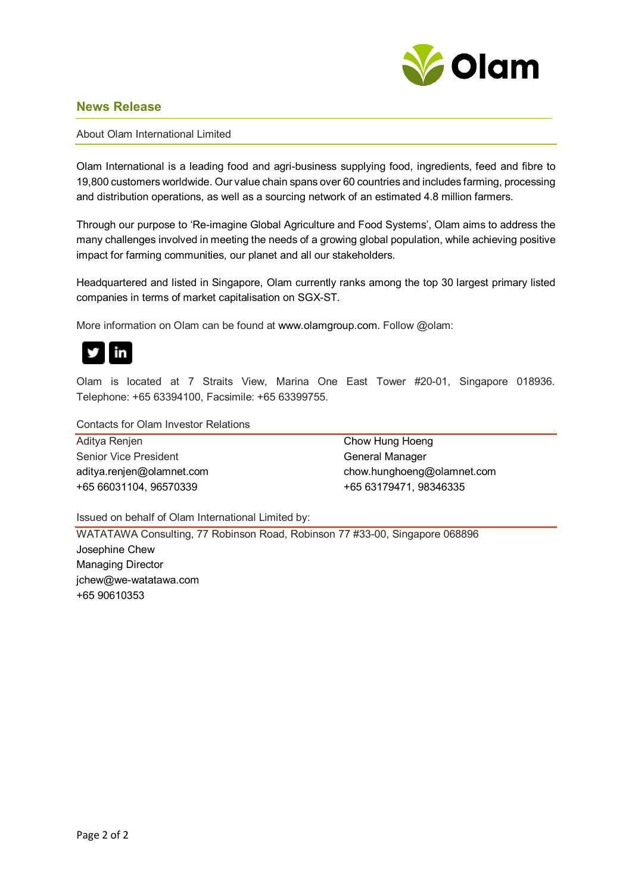## News Release

About Olam International Limited

Olam International is a leading food and agri-business supplying food, ingredients, feed and fibre to 19,800 customers worldwide. Our value chain spans over 60 countries and includes farming, processing and distribution operations, as well as a sourcing network of an estimated 4.8 million farmers.

Through our purpose to 'Re-imagine Global Agriculture and Food Systems', Olam aims to address the many challenges involved in meeting the needs of a growing global population, while achieving positive impact for farming communities, our planet and all our stakeholders.

Headquartered and listed in Singapore, Olam currently ranks among the top 30 largest primary listed companies in terms of market capitalisation on SGX-ST.

More information on Olam can be found at www.olamgroup.com. Follow @olam:

Olam is located at 7 Straits View, Marina One East Tower #20-01, Singapore 018936. Telephone: +65 63394100, Facsimile: +65 63399755.

Contacts for Olam Investor Relations

Aditya Renjen
Senior Vice President
aditya.renjen@olamnet.com
+65 66031104, 96570339

Chow Hung Hoeng
General Manager
chow.hunghoeng@olamnet.com
+65 63179471, 98346335

Issued on behalf of Olam International Limited by:

WATATAWA Consulting, 77 Robinson Road, Robinson 77 #33-00, Singapore 068896
Josephine Chew
Managing Director
jchew@we-watatawa.com
+65 90610353